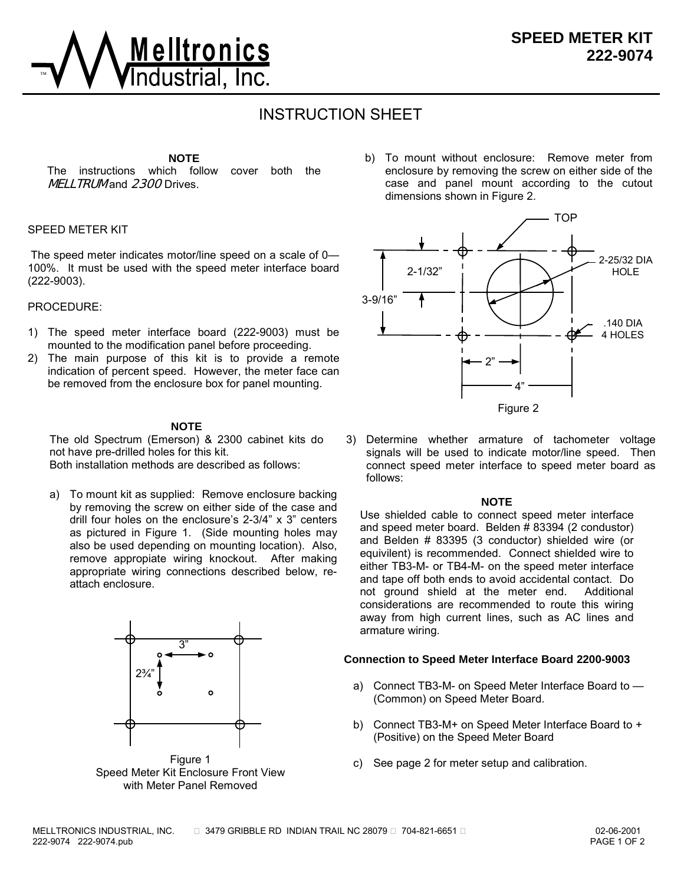# Melltronics Industrial, Inc.

## SPEED METER KIT 222-9074

## INSTRUCTION SHEET

**NOTE**
The instructions which follow cover both the *MELLTRUM* and *2300* Drives.

SPEED METER KIT

The speed meter indicates motor/line speed on a scale of 0—100%. It must be used with the speed meter interface board (222-9003).

PROCEDURE:

1) The speed meter interface board (222-9003) must be mounted to the modification panel before proceeding.
2) The main purpose of this kit is to provide a remote indication of percent speed. However, the meter face can be removed from the enclosure box for panel mounting.

**NOTE**
The old Spectrum (Emerson) & 2300 cabinet kits do not have pre-drilled holes for this kit.
Both installation methods are described as follows:

a) To mount kit as supplied: Remove enclosure backing by removing the screw on either side of the case and drill four holes on the enclosure's 2-3/4" x 3" centers as pictured in Figure 1. (Side mounting holes may also be used depending on mounting location). Also, remove appropiate wiring knockout. After making appropriate wiring connections described below, re-attach enclosure.

3"
2¾"

Figure 1
Speed Meter Kit Enclosure Front View with Meter Panel Removed

b) To mount without enclosure: Remove meter from enclosure by removing the screw on either side of the case and panel mount according to the cutout dimensions shown in Figure 2.

TOP
2-1/32"
3-9/16"
2-25/32 DIA HOLE
.140 DIA 4 HOLES
2"
4"

Figure 2

3) Determine whether armature of tachometer voltage signals will be used to indicate motor/line speed. Then connect speed meter interface to speed meter board as follows:

**NOTE**
Use shielded cable to connect speed meter interface and speed meter board. Belden # 83394 (2 condustor) and Belden # 83395 (3 conductor) shielded wire (or equivilent) is recommended. Connect shielded wire to either TB3-M- or TB4-M- on the speed meter interface and tape off both ends to avoid accidental contact. Do not ground shield at the meter end. Additional considerations are recommended to route this wiring away from high current lines, such as AC lines and armature wiring.

**Connection to Speed Meter Interface Board 2200-9003**

a) Connect TB3-M- on Speed Meter Interface Board to — (Common) on Speed Meter Board.

b) Connect TB3-M+ on Speed Meter Interface Board to + (Positive) on the Speed Meter Board

c) See page 2 for meter setup and calibration.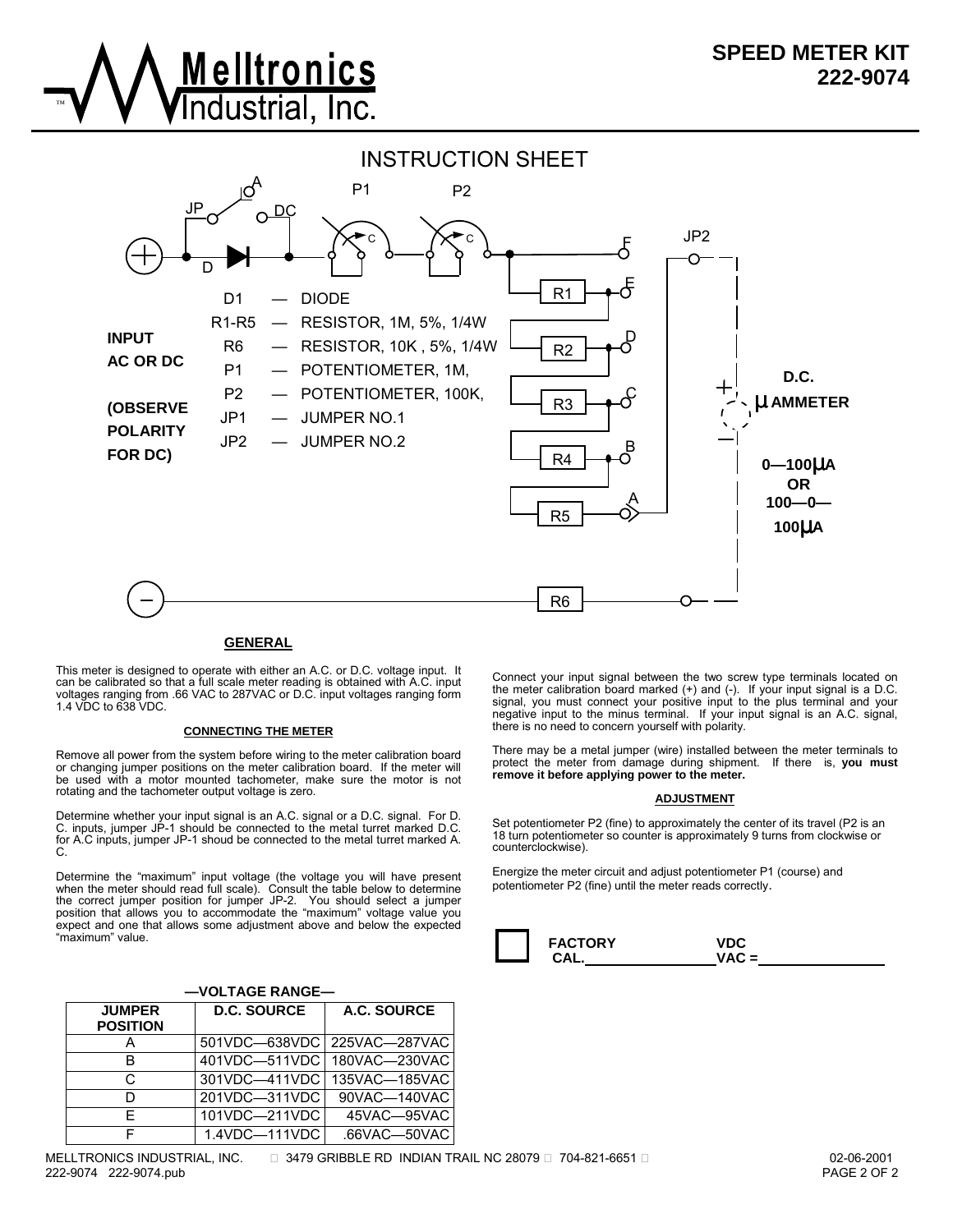# SPEED METER KIT 222-9074

Melltronics Industrial, Inc.

## INSTRUCTION SHEET

INPUT AC OR DC

(OBSERVE POLARITY FOR DC)

D1 — DIODE
R1-R5 — RESISTOR, 1M, 5%, 1/4W
R6 — RESISTOR, 10K , 5%, 1/4W
P1 — POTENTIOMETER, 1M,
P2 — POTENTIOMETER, 100K,
JP1 — JUMPER NO.1
JP2 — JUMPER NO.2

D.C. μ AMMETER

0—100μA OR 100—0—100μA

### GENERAL

This meter is designed to operate with either an A.C. or D.C. voltage input. It can be calibrated so that a full scale meter reading is obtained with A.C. input voltages ranging from .66 VAC to 287VAC or D.C. input voltages ranging form 1.4 VDC to 638 VDC.

### CONNECTING THE METER

Remove all power from the system before wiring to the meter calibration board or changing jumper positions on the meter calibration board. If the meter will be used with a motor mounted tachometer, make sure the motor is not rotating and the tachometer output voltage is zero.

Determine whether your input signal is an A.C. signal or a D.C. signal. For D. C. inputs, jumper JP-1 should be connected to the metal turret marked D.C. for A.C inputs, jumper JP-1 shoud be connected to the metal turret marked A. C.

Determine the "maximum" input voltage (the voltage you will have present when the meter should read full scale). Consult the table below to determine the correct jumper position for jumper JP-2. You should select a jumper position that allows you to accommodate the "maximum" voltage value you expect and one that allows some adjustment above and below the expected "maximum" value.

**—VOLTAGE RANGE—**

| JUMPER POSITION | D.C. SOURCE | A.C. SOURCE |
|---|---|---|
| A | 501VDC—638VDC | 225VAC—287VAC |
| B | 401VDC—511VDC | 180VAC—230VAC |
| C | 301VDC—411VDC | 135VAC—185VAC |
| D | 201VDC—311VDC | 90VAC—140VAC |
| E | 101VDC—211VDC | 45VAC—95VAC |
| F | 1.4VDC—111VDC | .66VAC—50VAC |

Connect your input signal between the two screw type terminals located on the meter calibration board marked (+) and (-). If your input signal is a D.C. signal, you must connect your positive input to the plus terminal and your negative input to the minus terminal. If your input signal is an A.C. signal, there is no need to concern yourself with polarity.

There may be a metal jumper (wire) installed between the meter terminals to protect the meter from damage during shipment. If there is, **you must remove it before applying power to the meter.**

### ADJUSTMENT

Set potentiometer P2 (fine) to approximately the center of its travel (P2 is an 18 turn potentiometer so counter is approximately 9 turns from clockwise or counterclockwise).

Energize the meter circuit and adjust potentiometer P1 (course) and potentiometer P2 (fine) until the meter reads correctly.

**FACTORY CAL.________ VDC VAC =________**

MELLTRONICS INDUSTRIAL, INC. 3479 GRIBBLE RD INDIAN TRAIL NC 28079 704-821-6651

222-9074 222-9074.pub 02-06-2001